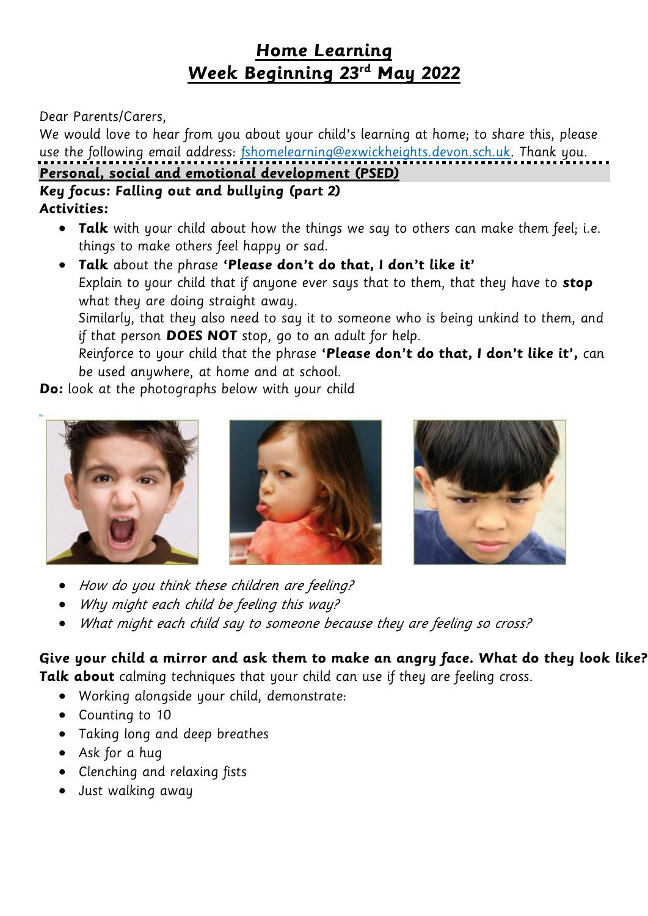# Home Learning
## Week Beginning 23rd May 2022

Dear Parents/Carers,

We would love to hear from you about your child's learning at home; to share this, please use the following email address: fshomelearning@exwickheights.devon.sch.uk. Thank you.

### Personal, social and emotional development (PSED)

**Key focus: Falling out and bullying (part 2)**

**Activities:**

- **Talk** with your child about how the things we say to others can make them feel; i.e. things to make others feel happy or sad.
- **Talk** about the phrase **'Please don't do that, I don't like it'**
  Explain to your child that if anyone ever says that to them, that they have to **stop** what they are doing straight away.
  Similarly, that they also need to say it to someone who is being unkind to them, and if that person **DOES NOT** stop, go to an adult for help.
  Reinforce to your child that the phrase **'Please don't do that, I don't like it',** can be used anywhere, at home and at school.

**Do:** look at the photographs below with your child

- *How do you think these children are feeling?*
- *Why might each child be feeling this way?*
- *What might each child say to someone because they are feeling so cross?*

**Give your child a mirror and ask them to make an angry face. What do they look like?**

**Talk about** calming techniques that your child can use if they are feeling cross.

- Working alongside your child, demonstrate:
- Counting to 10
- Taking long and deep breathes
- Ask for a hug
- Clenching and relaxing fists
- Just walking away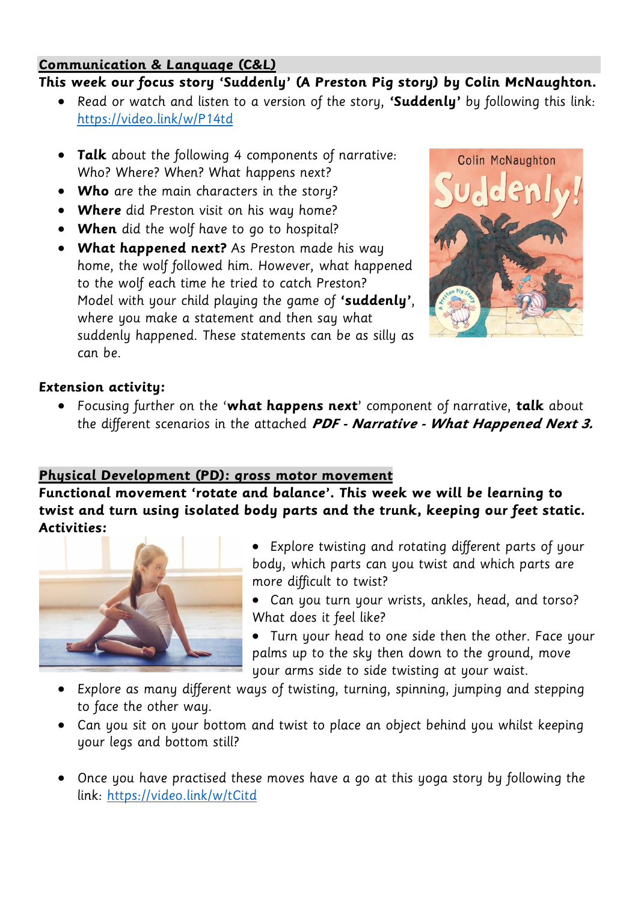## Communication & Language (C&L)

**This week our focus story 'Suddenly' (A Preston Pig story) by Colin McNaughton.**

- Read or watch and listen to a version of the story, **'Suddenly'** by following this link: https://video.link/w/P14td

- **Talk** about the following 4 components of narrative: Who? Where? When? What happens next?
- **Who** are the main characters in the story?
- **Where** did Preston visit on his way home?
- **When** did the wolf have to go to hospital?
- **What happened next?** As Preston made his way home, the wolf followed him. However, what happened to the wolf each time he tried to catch Preston? Model with your child playing the game of **'suddenly'**, where you make a statement and then say what suddenly happened. These statements can be as silly as can be.

**Extension activity:**

- Focusing further on the '**what happens next**' component of narrative, **talk** about the different scenarios in the attached ***PDF - Narrative - What Happened Next 3.***

## Physical Development (PD): gross motor movement

**Functional movement 'rotate and balance'. This week we will be learning to twist and turn using isolated body parts and the trunk, keeping our feet static.**

**Activities:**

- Explore twisting and rotating different parts of your body, which parts can you twist and which parts are more difficult to twist?
- Can you turn your wrists, ankles, head, and torso? What does it feel like?
- Turn your head to one side then the other. Face your palms up to the sky then down to the ground, move your arms side to side twisting at your waist.
- Explore as many different ways of twisting, turning, spinning, jumping and stepping to face the other way.
- Can you sit on your bottom and twist to place an object behind you whilst keeping your legs and bottom still?

- Once you have practised these moves have a go at this yoga story by following the link: https://video.link/w/tCitd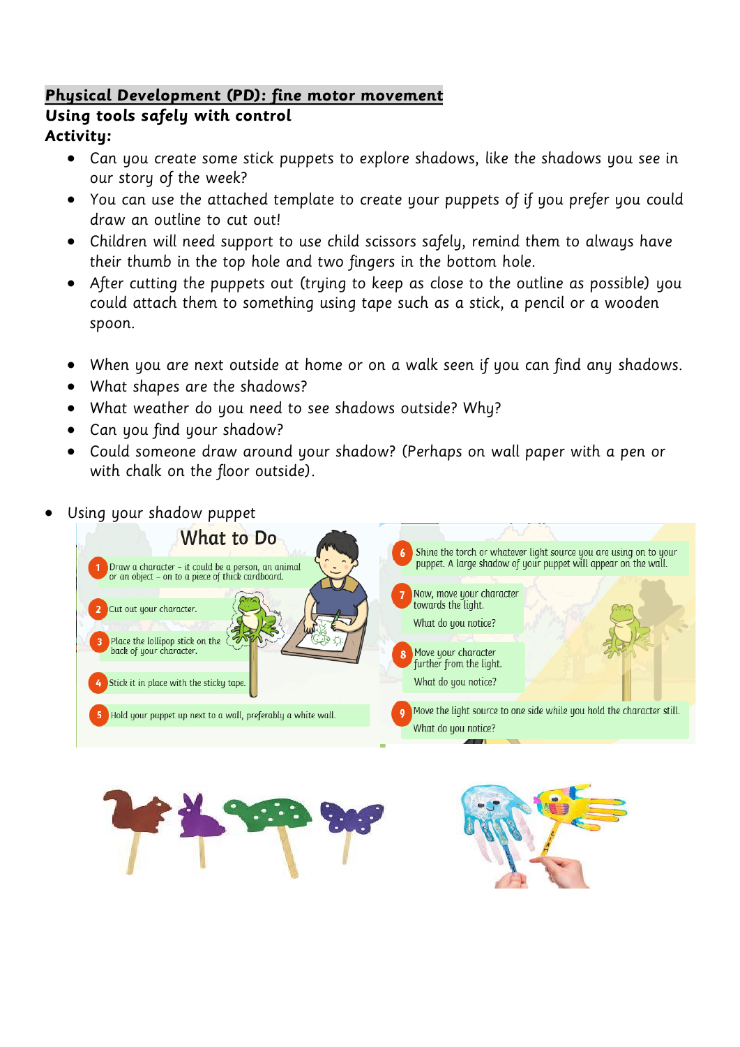**Physical Development (PD): fine motor movement**

**Using tools safely with control**

**Activity:**

- Can you create some stick puppets to explore shadows, like the shadows you see in our story of the week?
- You can use the attached template to create your puppets of if you prefer you could draw an outline to cut out!
- Children will need support to use child scissors safely, remind them to always have their thumb in the top hole and two fingers in the bottom hole.
- After cutting the puppets out (trying to keep as close to the outline as possible) you could attach them to something using tape such as a stick, a pencil or a wooden spoon.

- When you are next outside at home or on a walk seen if you can find any shadows.
- What shapes are the shadows?
- What weather do you need to see shadows outside? Why?
- Can you find your shadow?
- Could someone draw around your shadow? (Perhaps on wall paper with a pen or with chalk on the floor outside).

- Using your shadow puppet

**What to Do**

1. Draw a character – it could be a person, an animal or an object – on to a piece of thick cardboard.
2. Cut out your character.
3. Place the lollipop stick on the back of your character.
4. Stick it in place with the sticky tape.
5. Hold your puppet up next to a wall, preferably a white wall.
6. Shine the torch or whatever light source you are using on to your puppet. A large shadow of your puppet will appear on the wall.
7. Now, move your character towards the light. What do you notice?
8. Move your character further from the light. What do you notice?
9. Move the light source to one side while you hold the character still. What do you notice?